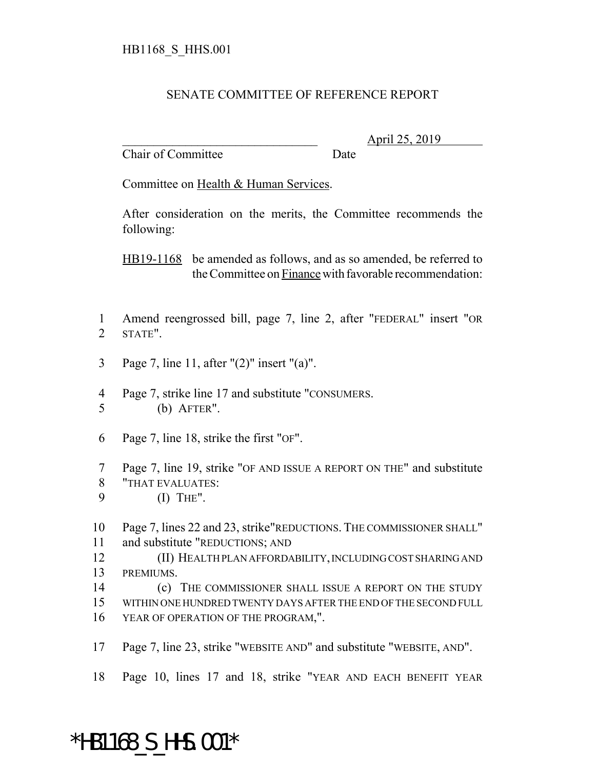HB1168_S_HHS.001

SENATE COMMITTEE OF REFERENCE REPORT

________________________________ April 25, 2019
Chair of Committee Date

Committee on Health & Human Services.

After consideration on the merits, the Committee recommends the following:

HB19-1168 be amended as follows, and as so amended, be referred to the Committee on Finance with favorable recommendation:

1 Amend reengrossed bill, page 7, line 2, after "FEDERAL" insert "OR
2 STATE".

3 Page 7, line 11, after "(2)" insert "(a)".

4 Page 7, strike line 17 and substitute "CONSUMERS.
5 (b) AFTER".

6 Page 7, line 18, strike the first "OF".

7 Page 7, line 19, strike "OF AND ISSUE A REPORT ON THE" and substitute
8 "THAT EVALUATES:
9 (I) THE".

10 Page 7, lines 22 and 23, strike"REDUCTIONS. THE COMMISSIONER SHALL"
11 and substitute "REDUCTIONS; AND
12 (II) HEALTH PLAN AFFORDABILITY, INCLUDING COST SHARING AND
13 PREMIUMS.
14 (c) THE COMMISSIONER SHALL ISSUE A REPORT ON THE STUDY
15 WITHIN ONE HUNDRED TWENTY DAYS AFTER THE END OF THE SECOND FULL
16 YEAR OF OPERATION OF THE PROGRAM,".

17 Page 7, line 23, strike "WEBSITE AND" and substitute "WEBSITE, AND".

18 Page 10, lines 17 and 18, strike "YEAR AND EACH BENEFIT YEAR

*HB1168_S_HHS.001*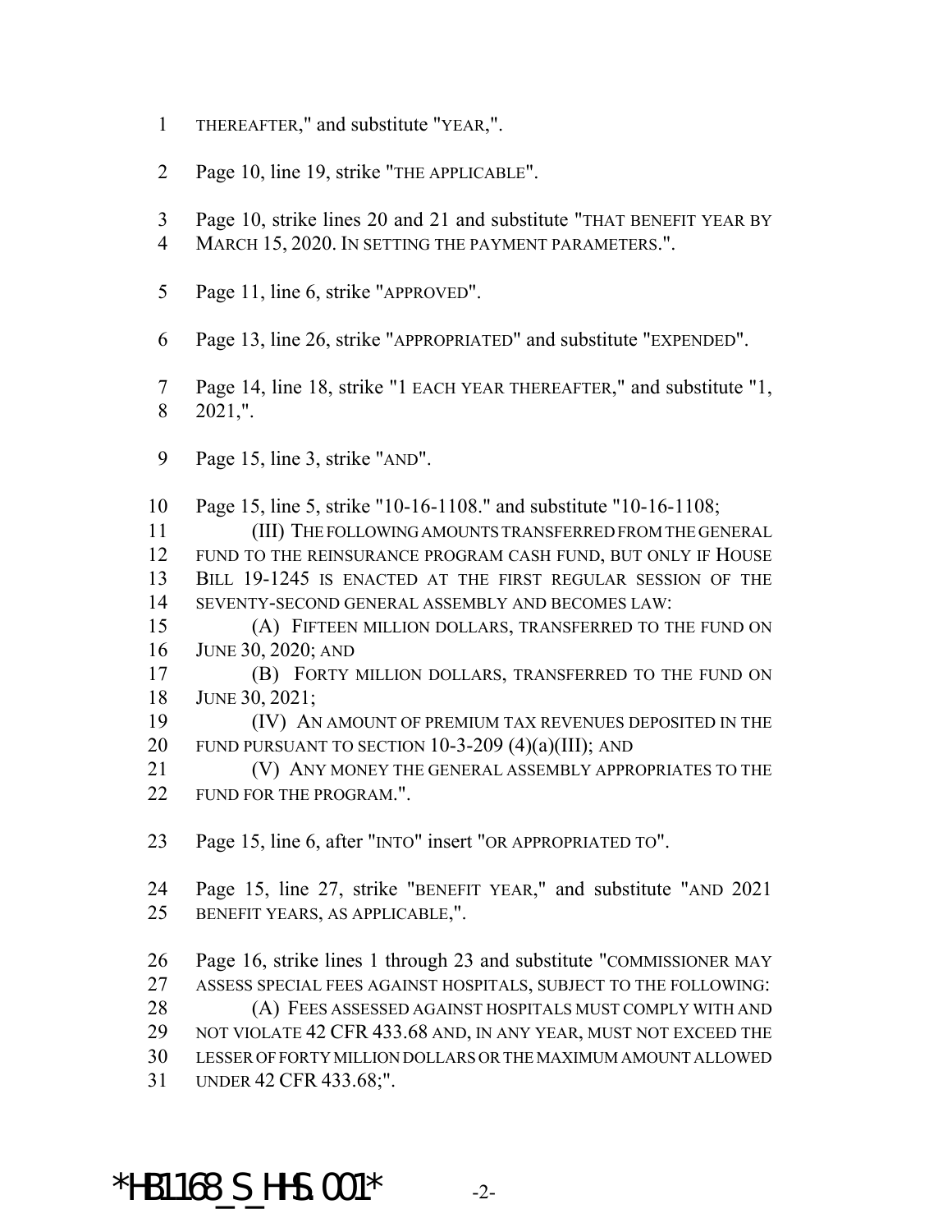THEREAFTER," and substitute "YEAR,".

Page 10, line 19, strike "THE APPLICABLE".

Page 10, strike lines 20 and 21 and substitute "THAT BENEFIT YEAR BY MARCH 15, 2020. IN SETTING THE PAYMENT PARAMETERS.".

Page 11, line 6, strike "APPROVED".

Page 13, line 26, strike "APPROPRIATED" and substitute "EXPENDED".

Page 14, line 18, strike "1 EACH YEAR THEREAFTER," and substitute "1, 2021,".

Page 15, line 3, strike "AND".

Page 15, line 5, strike "10-16-1108." and substitute "10-16-1108;

(III) THE FOLLOWING AMOUNTS TRANSFERRED FROM THE GENERAL FUND TO THE REINSURANCE PROGRAM CASH FUND, BUT ONLY IF HOUSE BILL 19-1245 IS ENACTED AT THE FIRST REGULAR SESSION OF THE SEVENTY-SECOND GENERAL ASSEMBLY AND BECOMES LAW:

(A) FIFTEEN MILLION DOLLARS, TRANSFERRED TO THE FUND ON JUNE 30, 2020; AND

(B) FORTY MILLION DOLLARS, TRANSFERRED TO THE FUND ON JUNE 30, 2021;

(IV) AN AMOUNT OF PREMIUM TAX REVENUES DEPOSITED IN THE FUND PURSUANT TO SECTION 10-3-209 (4)(a)(III); AND

(V) ANY MONEY THE GENERAL ASSEMBLY APPROPRIATES TO THE FUND FOR THE PROGRAM.".

Page 15, line 6, after "INTO" insert "OR APPROPRIATED TO".

Page 15, line 27, strike "BENEFIT YEAR," and substitute "AND 2021 BENEFIT YEARS, AS APPLICABLE,".

Page 16, strike lines 1 through 23 and substitute "COMMISSIONER MAY ASSESS SPECIAL FEES AGAINST HOSPITALS, SUBJECT TO THE FOLLOWING:

(A) FEES ASSESSED AGAINST HOSPITALS MUST COMPLY WITH AND NOT VIOLATE 42 CFR 433.68 AND, IN ANY YEAR, MUST NOT EXCEED THE LESSER OF FORTY MILLION DOLLARS OR THE MAXIMUM AMOUNT ALLOWED UNDER 42 CFR 433.68;".

*HB1168_S_HHS.001*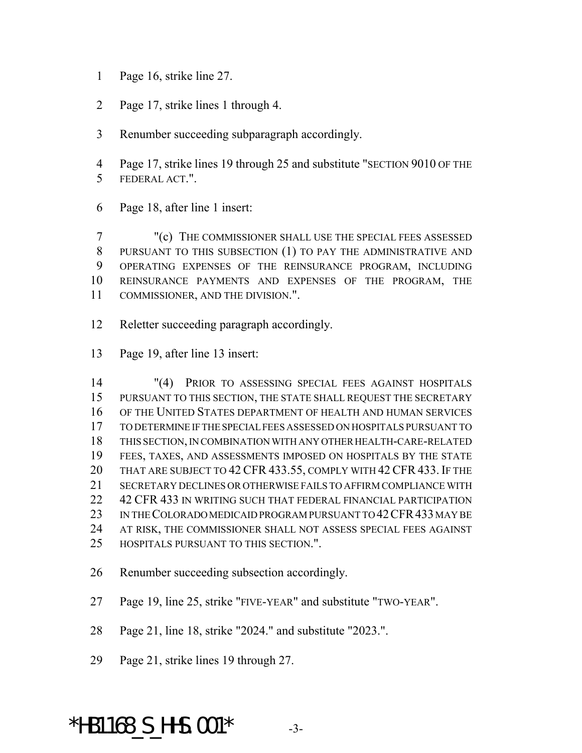Page 16, strike line 27.

Page 17, strike lines 1 through 4.

Renumber succeeding subparagraph accordingly.

Page 17, strike lines 19 through 25 and substitute "SECTION 9010 OF THE FEDERAL ACT.".

Page 18, after line 1 insert:

"(c) THE COMMISSIONER SHALL USE THE SPECIAL FEES ASSESSED PURSUANT TO THIS SUBSECTION (1) TO PAY THE ADMINISTRATIVE AND OPERATING EXPENSES OF THE REINSURANCE PROGRAM, INCLUDING REINSURANCE PAYMENTS AND EXPENSES OF THE PROGRAM, THE COMMISSIONER, AND THE DIVISION.".

Reletter succeeding paragraph accordingly.

Page 19, after line 13 insert:

"(4) PRIOR TO ASSESSING SPECIAL FEES AGAINST HOSPITALS PURSUANT TO THIS SECTION, THE STATE SHALL REQUEST THE SECRETARY OF THE UNITED STATES DEPARTMENT OF HEALTH AND HUMAN SERVICES TO DETERMINE IF THE SPECIAL FEES ASSESSED ON HOSPITALS PURSUANT TO THIS SECTION, IN COMBINATION WITH ANY OTHER HEALTH-CARE-RELATED FEES, TAXES, AND ASSESSMENTS IMPOSED ON HOSPITALS BY THE STATE THAT ARE SUBJECT TO 42 CFR 433.55, COMPLY WITH 42 CFR 433. IF THE SECRETARY DECLINES OR OTHERWISE FAILS TO AFFIRM COMPLIANCE WITH 42 CFR 433 IN WRITING SUCH THAT FEDERAL FINANCIAL PARTICIPATION IN THE COLORADO MEDICAID PROGRAM PURSUANT TO 42 CFR 433 MAY BE AT RISK, THE COMMISSIONER SHALL NOT ASSESS SPECIAL FEES AGAINST HOSPITALS PURSUANT TO THIS SECTION.".

Renumber succeeding subsection accordingly.

Page 19, line 25, strike "FIVE-YEAR" and substitute "TWO-YEAR".

Page 21, line 18, strike "2024." and substitute "2023.".

Page 21, strike lines 19 through 27.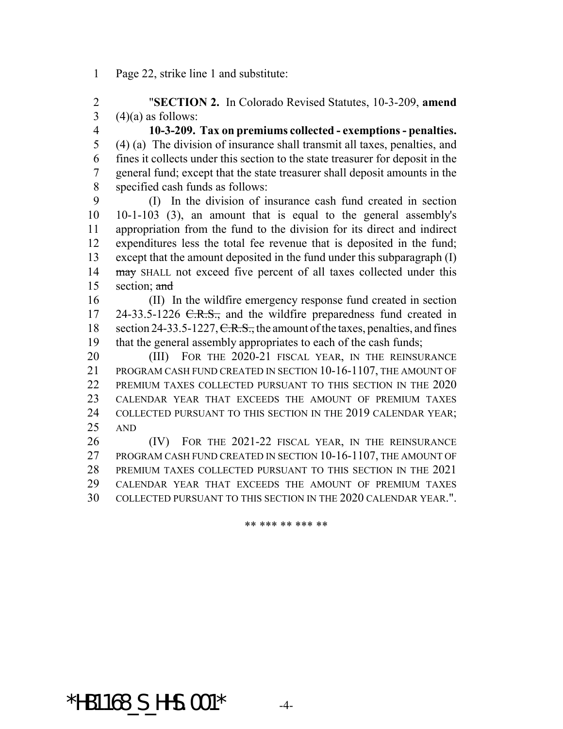Page 22, strike line 1 and substitute:

"**SECTION 2.** In Colorado Revised Statutes, 10-3-209, **amend** (4)(a) as follows:

**10-3-209. Tax on premiums collected - exemptions - penalties.** (4) (a) The division of insurance shall transmit all taxes, penalties, and fines it collects under this section to the state treasurer for deposit in the general fund; except that the state treasurer shall deposit amounts in the specified cash funds as follows:

(I) In the division of insurance cash fund created in section 10-1-103 (3), an amount that is equal to the general assembly's appropriation from the fund to the division for its direct and indirect expenditures less the total fee revenue that is deposited in the fund; except that the amount deposited in the fund under this subparagraph (I) ~~may~~ SHALL not exceed five percent of all taxes collected under this section; ~~and~~

(II) In the wildfire emergency response fund created in section 24-33.5-1226 ~~C.R.S.,~~ and the wildfire preparedness fund created in section 24-33.5-1227, ~~C.R.S.,~~ the amount of the taxes, penalties, and fines that the general assembly appropriates to each of the cash funds;

(III) FOR THE 2020-21 FISCAL YEAR, IN THE REINSURANCE PROGRAM CASH FUND CREATED IN SECTION 10-16-1107, THE AMOUNT OF PREMIUM TAXES COLLECTED PURSUANT TO THIS SECTION IN THE 2020 CALENDAR YEAR THAT EXCEEDS THE AMOUNT OF PREMIUM TAXES COLLECTED PURSUANT TO THIS SECTION IN THE 2019 CALENDAR YEAR; AND

(IV) FOR THE 2021-22 FISCAL YEAR, IN THE REINSURANCE PROGRAM CASH FUND CREATED IN SECTION 10-16-1107, THE AMOUNT OF PREMIUM TAXES COLLECTED PURSUANT TO THIS SECTION IN THE 2021 CALENDAR YEAR THAT EXCEEDS THE AMOUNT OF PREMIUM TAXES COLLECTED PURSUANT TO THIS SECTION IN THE 2020 CALENDAR YEAR.".

** *** ** *** **

*HB1168_S_HHS.001*